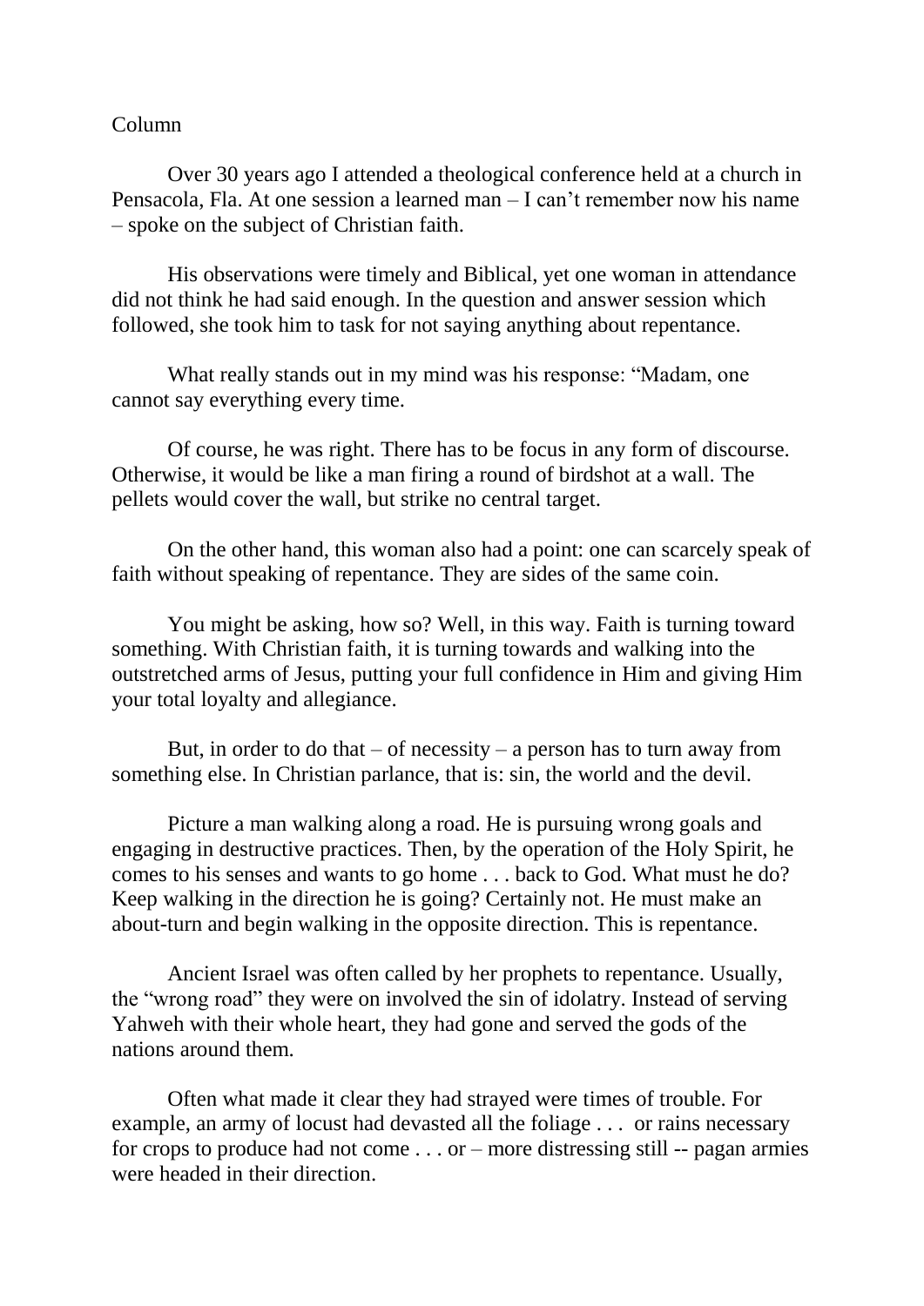Column

Over 30 years ago I attended a theological conference held at a church in Pensacola, Fla. At one session a learned man – I can't remember now his name – spoke on the subject of Christian faith.

His observations were timely and Biblical, yet one woman in attendance did not think he had said enough. In the question and answer session which followed, she took him to task for not saying anything about repentance.

What really stands out in my mind was his response: "Madam, one cannot say everything every time.

Of course, he was right. There has to be focus in any form of discourse. Otherwise, it would be like a man firing a round of birdshot at a wall. The pellets would cover the wall, but strike no central target.

On the other hand, this woman also had a point: one can scarcely speak of faith without speaking of repentance. They are sides of the same coin.

You might be asking, how so? Well, in this way. Faith is turning toward something. With Christian faith, it is turning towards and walking into the outstretched arms of Jesus, putting your full confidence in Him and giving Him your total loyalty and allegiance.

But, in order to do that – of necessity – a person has to turn away from something else. In Christian parlance, that is: sin, the world and the devil.

Picture a man walking along a road. He is pursuing wrong goals and engaging in destructive practices. Then, by the operation of the Holy Spirit, he comes to his senses and wants to go home . . . back to God. What must he do? Keep walking in the direction he is going? Certainly not. He must make an about-turn and begin walking in the opposite direction. This is repentance.

Ancient Israel was often called by her prophets to repentance. Usually, the "wrong road" they were on involved the sin of idolatry. Instead of serving Yahweh with their whole heart, they had gone and served the gods of the nations around them.

Often what made it clear they had strayed were times of trouble. For example, an army of locust had devasted all the foliage . . . or rains necessary for crops to produce had not come . . . or – more distressing still -- pagan armies were headed in their direction.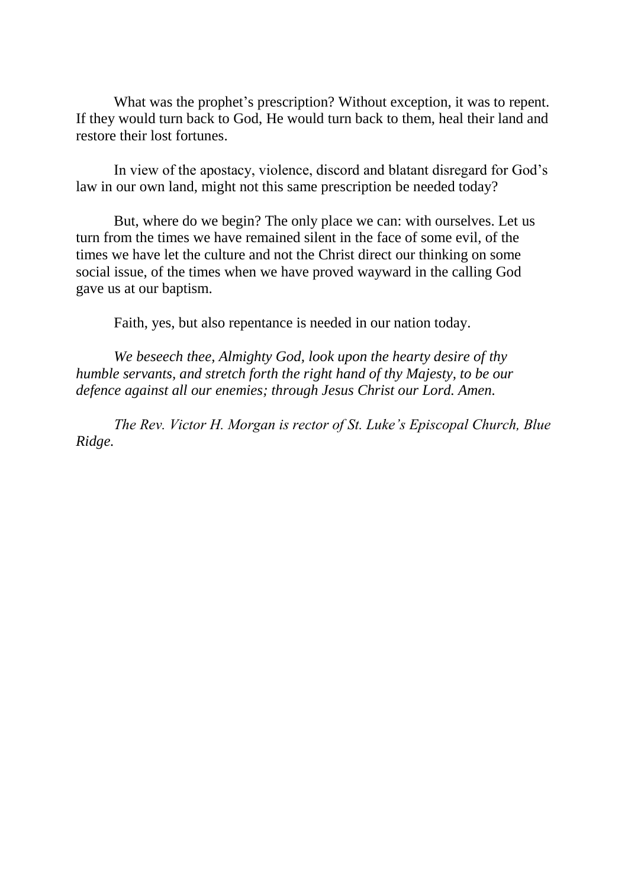What was the prophet's prescription? Without exception, it was to repent. If they would turn back to God, He would turn back to them, heal their land and restore their lost fortunes.

In view of the apostacy, violence, discord and blatant disregard for God's law in our own land, might not this same prescription be needed today?

But, where do we begin? The only place we can: with ourselves. Let us turn from the times we have remained silent in the face of some evil, of the times we have let the culture and not the Christ direct our thinking on some social issue, of the times when we have proved wayward in the calling God gave us at our baptism.

Faith, yes, but also repentance is needed in our nation today.

*We beseech thee, Almighty God, look upon the hearty desire of thy humble servants, and stretch forth the right hand of thy Majesty, to be our defence against all our enemies; through Jesus Christ our Lord. Amen.*

*The Rev. Victor H. Morgan is rector of St. Luke's Episcopal Church, Blue Ridge.*